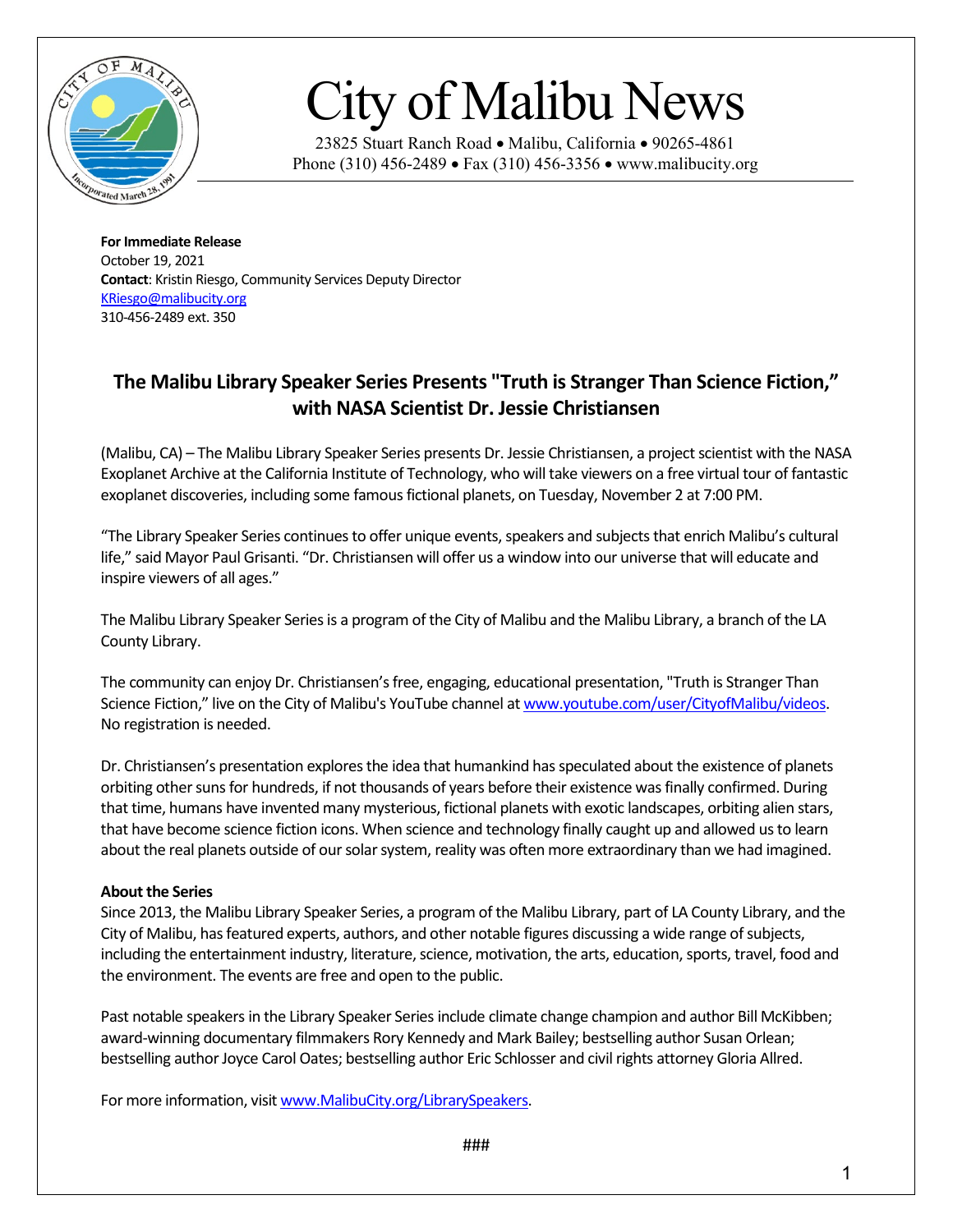# City of Malibu News

23825 Stuart Ranch Road • Malibu, California • 90265-4861
Phone (310) 456-2489 • Fax (310) 456-3356 • www.malibucity.org

**For Immediate Release**
October 19, 2021
**Contact**: Kristin Riesgo, Community Services Deputy Director
KRiesgo@malibucity.org
310-456-2489 ext. 350

## The Malibu Library Speaker Series Presents "Truth is Stranger Than Science Fiction," with NASA Scientist Dr. Jessie Christiansen

(Malibu, CA) – The Malibu Library Speaker Series presents Dr. Jessie Christiansen, a project scientist with the NASA Exoplanet Archive at the California Institute of Technology, who will take viewers on a free virtual tour of fantastic exoplanet discoveries, including some famous fictional planets, on Tuesday, November 2 at 7:00 PM.

"The Library Speaker Series continues to offer unique events, speakers and subjects that enrich Malibu's cultural life," said Mayor Paul Grisanti. "Dr. Christiansen will offer us a window into our universe that will educate and inspire viewers of all ages."

The Malibu Library Speaker Series is a program of the City of Malibu and the Malibu Library, a branch of the LA County Library.

The community can enjoy Dr. Christiansen's free, engaging, educational presentation, "Truth is Stranger Than Science Fiction," live on the City of Malibu's YouTube channel at www.youtube.com/user/CityofMalibu/videos. No registration is needed.

Dr. Christiansen's presentation explores the idea that humankind has speculated about the existence of planets orbiting other suns for hundreds, if not thousands of years before their existence was finally confirmed. During that time, humans have invented many mysterious, fictional planets with exotic landscapes, orbiting alien stars, that have become science fiction icons. When science and technology finally caught up and allowed us to learn about the real planets outside of our solar system, reality was often more extraordinary than we had imagined.

**About the Series**
Since 2013, the Malibu Library Speaker Series, a program of the Malibu Library, part of LA County Library, and the City of Malibu, has featured experts, authors, and other notable figures discussing a wide range of subjects, including the entertainment industry, literature, science, motivation, the arts, education, sports, travel, food and the environment. The events are free and open to the public.

Past notable speakers in the Library Speaker Series include climate change champion and author Bill McKibben; award-winning documentary filmmakers Rory Kennedy and Mark Bailey; bestselling author Susan Orlean; bestselling author Joyce Carol Oates; bestselling author Eric Schlosser and civil rights attorney Gloria Allred.

For more information, visit www.MalibuCity.org/LibrarySpeakers.

###